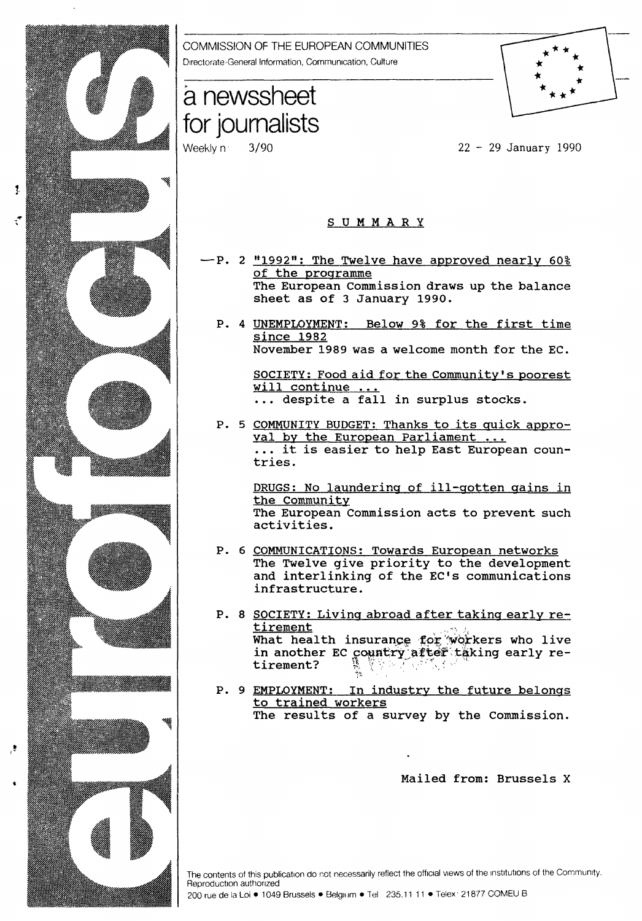COMMISSION OF THE EUROPEAN COMMUNITIES

Directorate-General Information, Communication, Culture

# a newssheet for journalists

Weekly n° 3/90

22 - 29 January 1990

## SUMMARY

P. 2 "1992": The Twelve have approved nearly 60% of the programme
The European Commission draws up the balance sheet as of 3 January 1990.

P. 4 UNEMPLOYMENT: Below 9% for the first time since 1982
November 1989 was a welcome month for the EC.

SOCIETY: Food aid for the Community's poorest will continue ...
... despite a fall in surplus stocks.

P. 5 COMMUNITY BUDGET: Thanks to its quick approval by the European Parliament ...
... it is easier to help East European countries.

DRUGS: No laundering of ill-gotten gains in the Community
The European Commission acts to prevent such activities.

P. 6 COMMUNICATIONS: Towards European networks
The Twelve give priority to the development and interlinking of the EC's communications infrastructure.

P. 8 SOCIETY: Living abroad after taking early retirement
What health insurance for workers who live in another EC country after taking early retirement?

P. 9 EMPLOYMENT: In industry the future belongs to trained workers
The results of a survey by the Commission.

Mailed from: Brussels X

The contents of this publication do not necessarily reflect the official views of the institutions of the Community. Reproduction authorized

200 rue de la Loi • 1049 Brussels • Belgium • Tel 235.11 11 • Telex 21877 COMEU B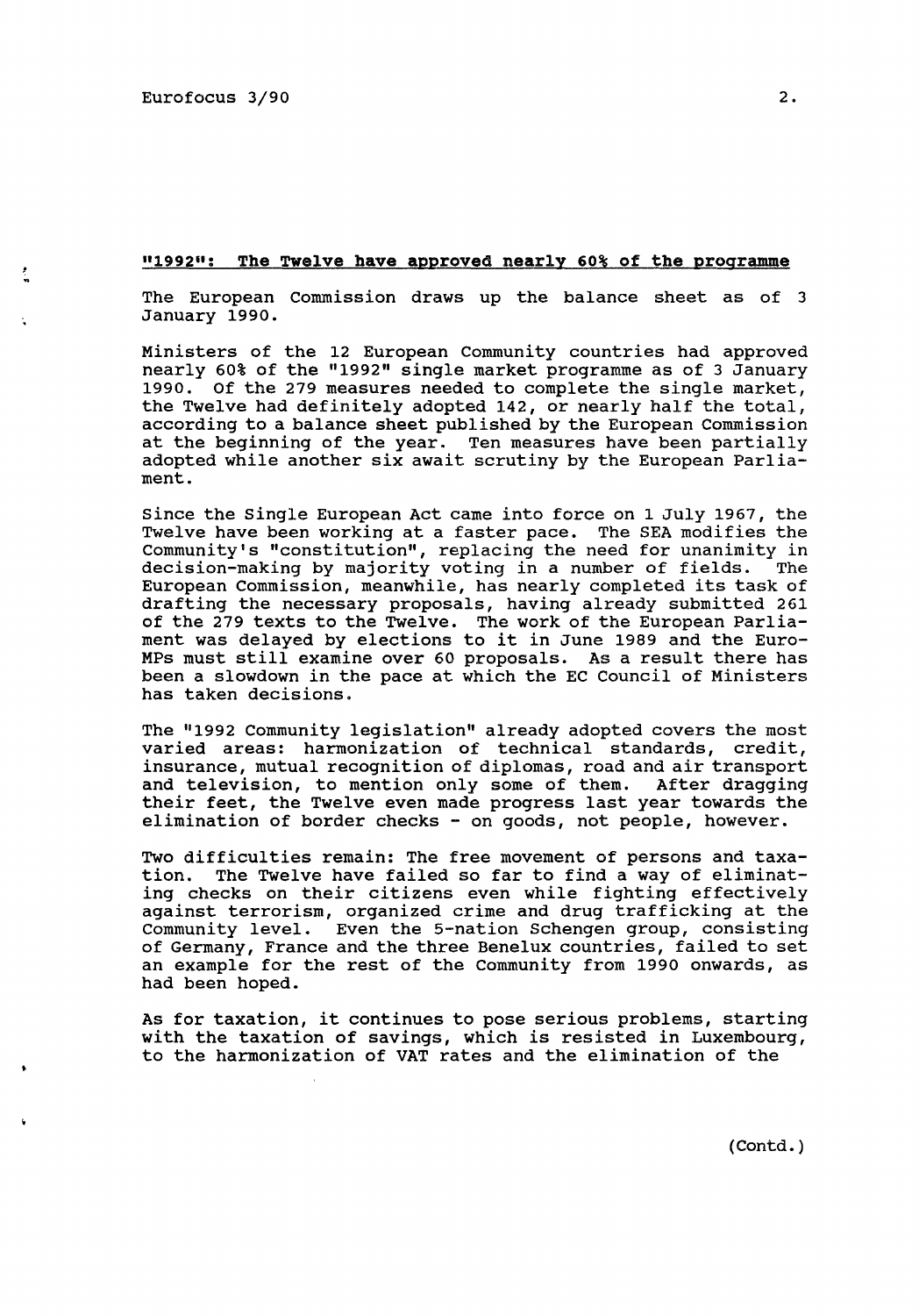## "1992": The Twelve have approved nearly 60% of the programme

The European Commission draws up the balance sheet as of 3 January 1990.

Ministers of the 12 European Community countries had approved nearly 60% of the "1992" single market programme as of 3 January 1990. Of the 279 measures needed to complete the single market, the Twelve had definitely adopted 142, or nearly half the total, according to a balance sheet published by the European Commission at the beginning of the year. Ten measures have been partially adopted while another six await scrutiny by the European Parliament.

Since the Single European Act came into force on 1 July 1967, the Twelve have been working at a faster pace. The SEA modifies the Community's "constitution", replacing the need for unanimity in decision-making by majority voting in a number of fields. The European Commission, meanwhile, has nearly completed its task of drafting the necessary proposals, having already submitted 261 of the 279 texts to the Twelve. The work of the European Parliament was delayed by elections to it in June 1989 and the Euro-MPs must still examine over 60 proposals. As a result there has been a slowdown in the pace at which the EC Council of Ministers has taken decisions.

The "1992 Community legislation" already adopted covers the most varied areas: harmonization of technical standards, credit, insurance, mutual recognition of diplomas, road and air transport and television, to mention only some of them. After dragging their feet, the Twelve even made progress last year towards the elimination of border checks - on goods, not people, however.

Two difficulties remain: The free movement of persons and taxation. The Twelve have failed so far to find a way of eliminating checks on their citizens even while fighting effectively against terrorism, organized crime and drug trafficking at the Community level. Even the 5-nation Schengen group, consisting of Germany, France and the three Benelux countries, failed to set an example for the rest of the Community from 1990 onwards, as had been hoped.

As for taxation, it continues to pose serious problems, starting with the taxation of savings, which is resisted in Luxembourg, to the harmonization of VAT rates and the elimination of the

(Contd.)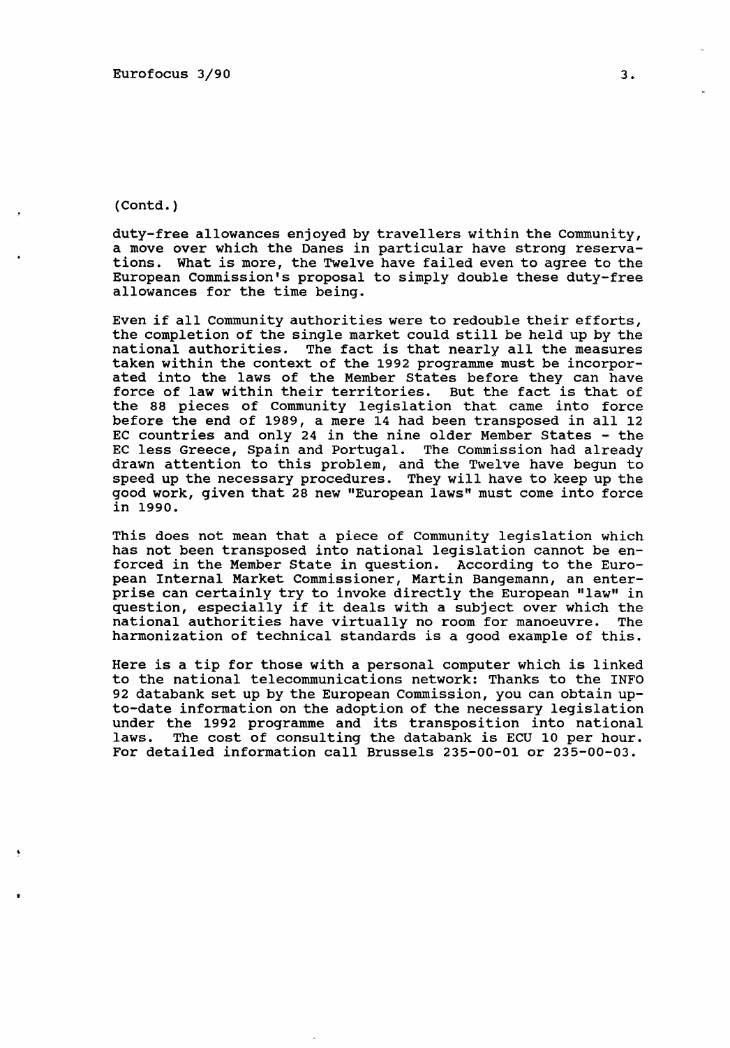(Contd.)

duty-free allowances enjoyed by travellers within the Community, a move over which the Danes in particular have strong reservations. What is more, the Twelve have failed even to agree to the European Commission's proposal to simply double these duty-free allowances for the time being.

Even if all Community authorities were to redouble their efforts, the completion of the single market could still be held up by the national authorities. The fact is that nearly all the measures taken within the context of the 1992 programme must be incorporated into the laws of the Member States before they can have force of law within their territories. But the fact is that of the 88 pieces of Community legislation that came into force before the end of 1989, a mere 14 had been transposed in all 12 EC countries and only 24 in the nine older Member States - the EC less Greece, Spain and Portugal. The Commission had already drawn attention to this problem, and the Twelve have begun to speed up the necessary procedures. They will have to keep up the good work, given that 28 new "European laws" must come into force in 1990.

This does not mean that a piece of Community legislation which has not been transposed into national legislation cannot be enforced in the Member State in question. According to the European Internal Market Commissioner, Martin Bangemann, an enterprise can certainly try to invoke directly the European "law" in question, especially if it deals with a subject over which the national authorities have virtually no room for manoeuvre. The harmonization of technical standards is a good example of this.

Here is a tip for those with a personal computer which is linked to the national telecommunications network: Thanks to the INFO 92 databank set up by the European Commission, you can obtain up-to-date information on the adoption of the necessary legislation under the 1992 programme and its transposition into national laws. The cost of consulting the databank is ECU 10 per hour. For detailed information call Brussels 235-00-01 or 235-00-03.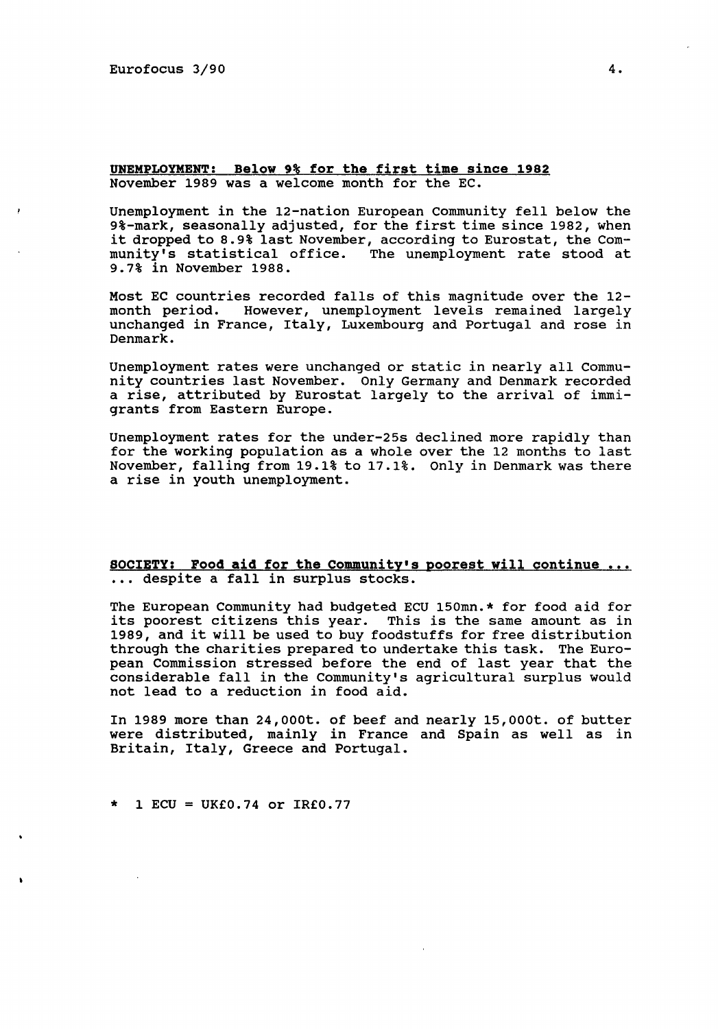**UNEMPLOYMENT: Below 9% for the first time since 1982**
November 1989 was a welcome month for the EC.

Unemployment in the 12-nation European Community fell below the 9%-mark, seasonally adjusted, for the first time since 1982, when it dropped to 8.9% last November, according to Eurostat, the Community's statistical office. The unemployment rate stood at 9.7% in November 1988.

Most EC countries recorded falls of this magnitude over the 12-month period. However, unemployment levels remained largely unchanged in France, Italy, Luxembourg and Portugal and rose in Denmark.

Unemployment rates were unchanged or static in nearly all Community countries last November. Only Germany and Denmark recorded a rise, attributed by Eurostat largely to the arrival of immigrants from Eastern Europe.

Unemployment rates for the under-25s declined more rapidly than for the working population as a whole over the 12 months to last November, falling from 19.1% to 17.1%. Only in Denmark was there a rise in youth unemployment.

**SOCIETY: Food aid for the Community's poorest will continue ...**
... despite a fall in surplus stocks.

The European Community had budgeted ECU 150mn.* for food aid for its poorest citizens this year. This is the same amount as in 1989, and it will be used to buy foodstuffs for free distribution through the charities prepared to undertake this task. The European Commission stressed before the end of last year that the considerable fall in the Community's agricultural surplus would not lead to a reduction in food aid.

In 1989 more than 24,000t. of beef and nearly 15,000t. of butter were distributed, mainly in France and Spain as well as in Britain, Italy, Greece and Portugal.

* 1 ECU = UK£0.74 or IR£0.77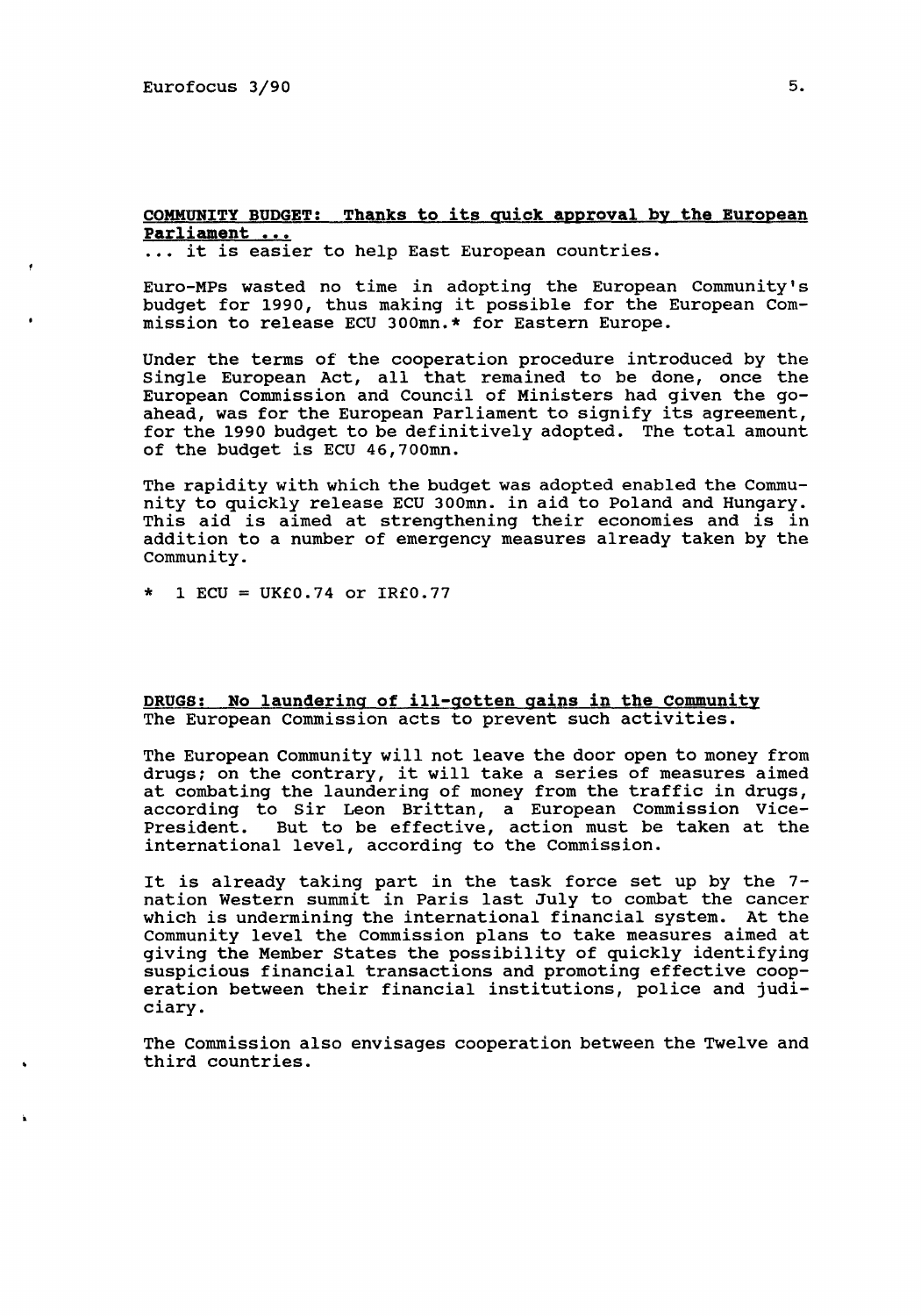## COMMUNITY BUDGET: Thanks to its quick approval by the European Parliament ...

... it is easier to help East European countries.

Euro-MPs wasted no time in adopting the European Community's budget for 1990, thus making it possible for the European Commission to release ECU 300mn.* for Eastern Europe.

Under the terms of the cooperation procedure introduced by the Single European Act, all that remained to be done, once the European Commission and Council of Ministers had given the go-ahead, was for the European Parliament to signify its agreement, for the 1990 budget to be definitively adopted. The total amount of the budget is ECU 46,700mn.

The rapidity with which the budget was adopted enabled the Community to quickly release ECU 300mn. in aid to Poland and Hungary. This aid is aimed at strengthening their economies and is in addition to a number of emergency measures already taken by the Community.

\* 1 ECU = UK£0.74 or IR£0.77

## DRUGS: No laundering of ill-gotten gains in the Community

The European Commission acts to prevent such activities.

The European Community will not leave the door open to money from drugs; on the contrary, it will take a series of measures aimed at combating the laundering of money from the traffic in drugs, according to Sir Leon Brittan, a European Commission Vice-President. But to be effective, action must be taken at the international level, according to the Commission.

It is already taking part in the task force set up by the 7-nation Western summit in Paris last July to combat the cancer which is undermining the international financial system. At the Community level the Commission plans to take measures aimed at giving the Member States the possibility of quickly identifying suspicious financial transactions and promoting effective cooperation between their financial institutions, police and judiciary.

The Commission also envisages cooperation between the Twelve and third countries.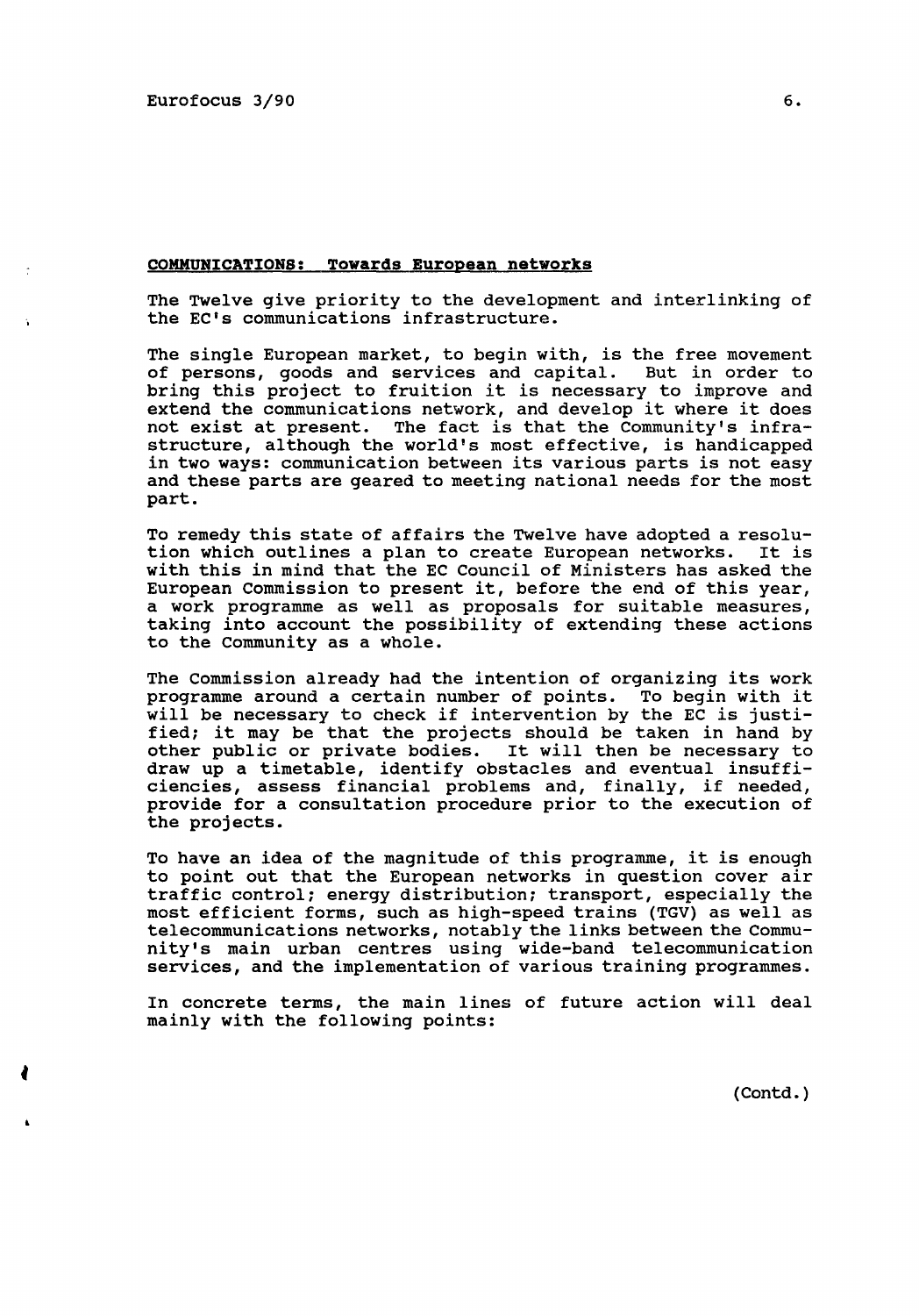## COMMUNICATIONS: Towards European networks

The Twelve give priority to the development and interlinking of the EC's communications infrastructure.

The single European market, to begin with, is the free movement of persons, goods and services and capital. But in order to bring this project to fruition it is necessary to improve and extend the communications network, and develop it where it does not exist at present. The fact is that the Community's infrastructure, although the world's most effective, is handicapped in two ways: communication between its various parts is not easy and these parts are geared to meeting national needs for the most part.

To remedy this state of affairs the Twelve have adopted a resolution which outlines a plan to create European networks. It is with this in mind that the EC Council of Ministers has asked the European Commission to present it, before the end of this year, a work programme as well as proposals for suitable measures, taking into account the possibility of extending these actions to the Community as a whole.

The Commission already had the intention of organizing its work programme around a certain number of points. To begin with it will be necessary to check if intervention by the EC is justified; it may be that the projects should be taken in hand by other public or private bodies. It will then be necessary to draw up a timetable, identify obstacles and eventual insufficiencies, assess financial problems and, finally, if needed, provide for a consultation procedure prior to the execution of the projects.

To have an idea of the magnitude of this programme, it is enough to point out that the European networks in question cover air traffic control; energy distribution; transport, especially the most efficient forms, such as high-speed trains (TGV) as well as telecommunications networks, notably the links between the Community's main urban centres using wide-band telecommunication services, and the implementation of various training programmes.

In concrete terms, the main lines of future action will deal mainly with the following points:

(Contd.)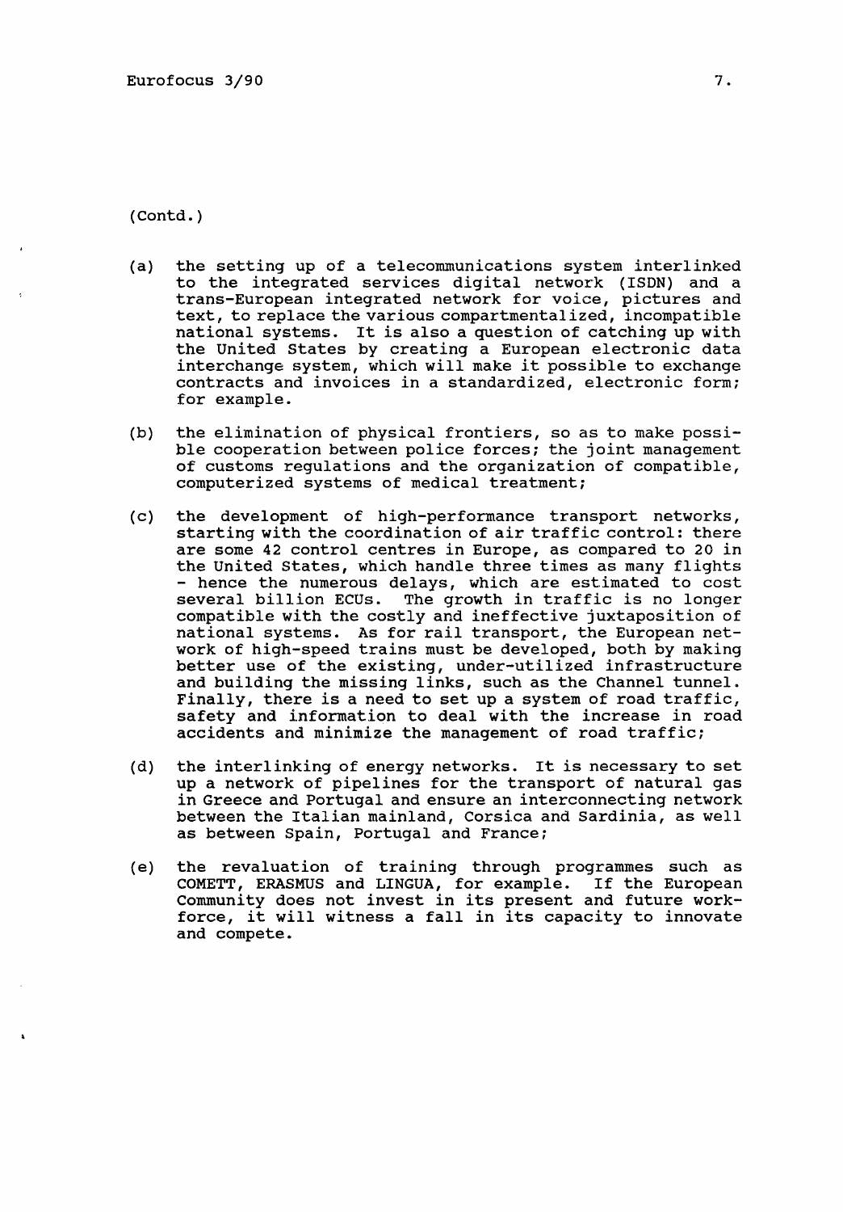(Contd.)

(a) the setting up of a telecommunications system interlinked to the integrated services digital network (ISDN) and a trans-European integrated network for voice, pictures and text, to replace the various compartmentalized, incompatible national systems. It is also a question of catching up with the United States by creating a European electronic data interchange system, which will make it possible to exchange contracts and invoices in a standardized, electronic form; for example.

(b) the elimination of physical frontiers, so as to make possible cooperation between police forces; the joint management of customs regulations and the organization of compatible, computerized systems of medical treatment;

(c) the development of high-performance transport networks, starting with the coordination of air traffic control: there are some 42 control centres in Europe, as compared to 20 in the United States, which handle three times as many flights - hence the numerous delays, which are estimated to cost several billion ECUs. The growth in traffic is no longer compatible with the costly and ineffective juxtaposition of national systems. As for rail transport, the European network of high-speed trains must be developed, both by making better use of the existing, under-utilized infrastructure and building the missing links, such as the Channel tunnel. Finally, there is a need to set up a system of road traffic, safety and information to deal with the increase in road accidents and minimize the management of road traffic;

(d) the interlinking of energy networks. It is necessary to set up a network of pipelines for the transport of natural gas in Greece and Portugal and ensure an interconnecting network between the Italian mainland, Corsica and Sardinia, as well as between Spain, Portugal and France;

(e) the revaluation of training through programmes such as COMETT, ERASMUS and LINGUA, for example. If the European Community does not invest in its present and future workforce, it will witness a fall in its capacity to innovate and compete.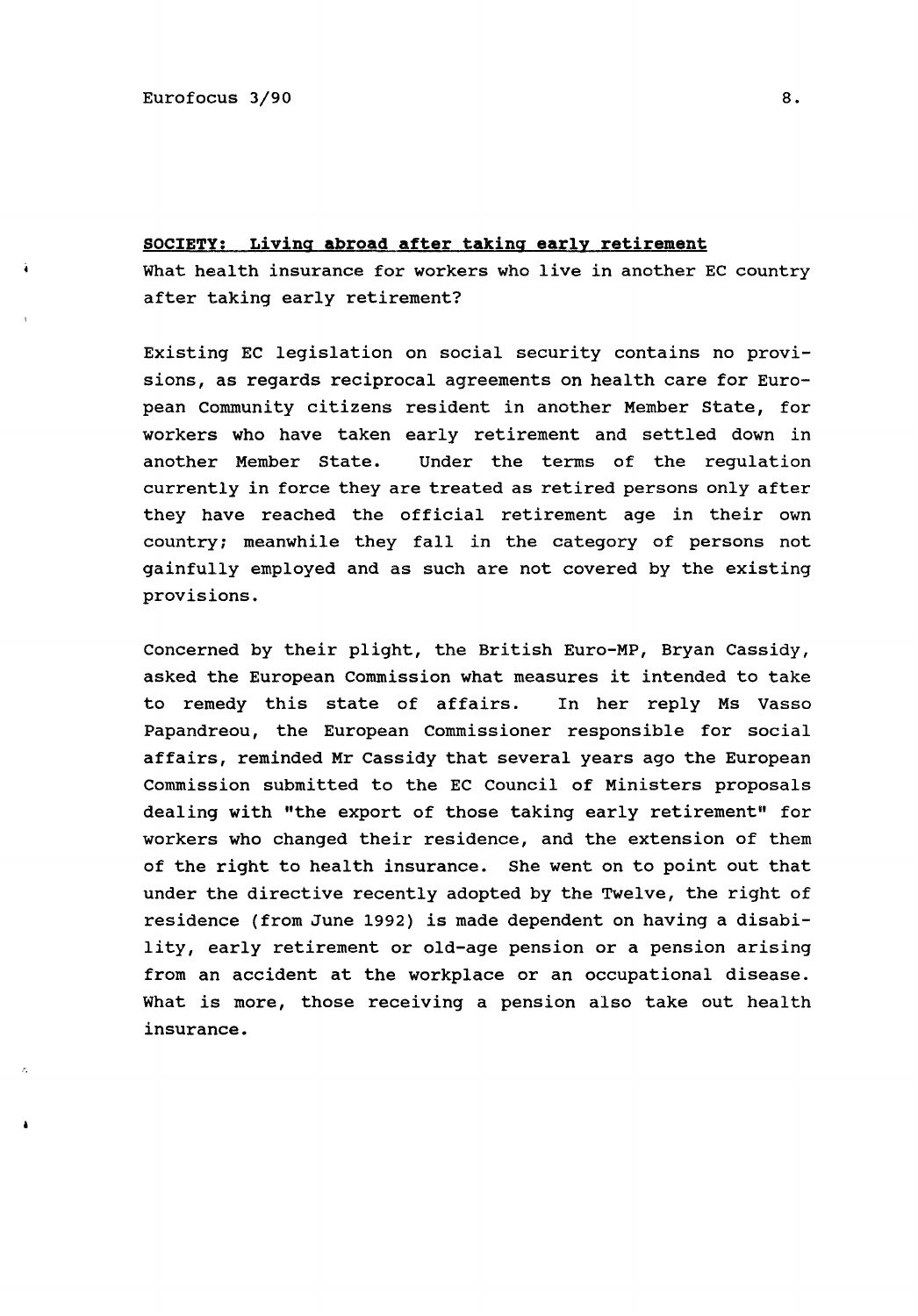## SOCIETY: Living abroad after taking early retirement

What health insurance for workers who live in another EC country after taking early retirement?

Existing EC legislation on social security contains no provisions, as regards reciprocal agreements on health care for European Community citizens resident in another Member State, for workers who have taken early retirement and settled down in another Member State. Under the terms of the regulation currently in force they are treated as retired persons only after they have reached the official retirement age in their own country; meanwhile they fall in the category of persons not gainfully employed and as such are not covered by the existing provisions.

Concerned by their plight, the British Euro-MP, Bryan Cassidy, asked the European Commission what measures it intended to take to remedy this state of affairs. In her reply Ms Vasso Papandreou, the European Commissioner responsible for social affairs, reminded Mr Cassidy that several years ago the European Commission submitted to the EC Council of Ministers proposals dealing with "the export of those taking early retirement" for workers who changed their residence, and the extension of them of the right to health insurance. She went on to point out that under the directive recently adopted by the Twelve, the right of residence (from June 1992) is made dependent on having a disability, early retirement or old-age pension or a pension arising from an accident at the workplace or an occupational disease. What is more, those receiving a pension also take out health insurance.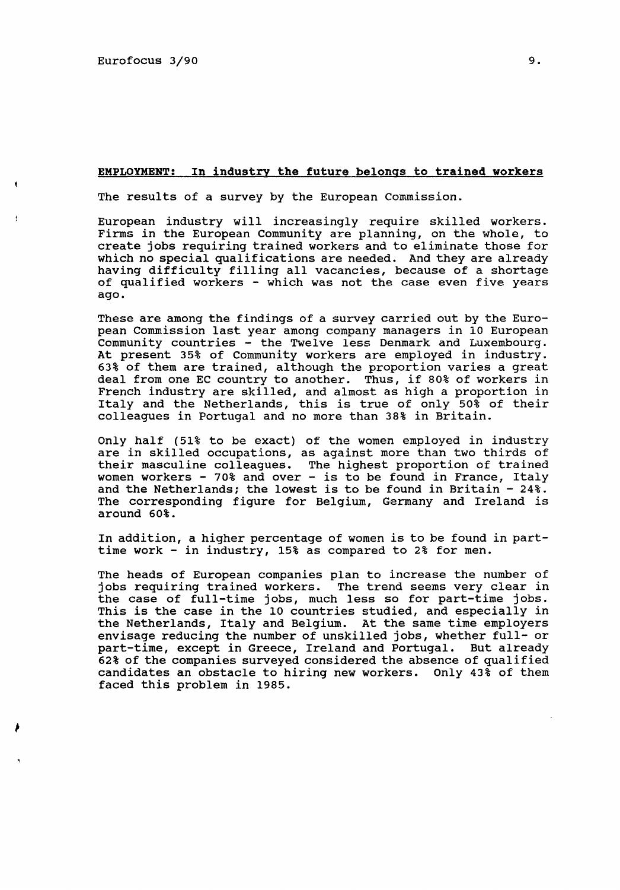## EMPLOYMENT: In industry the future belongs to trained workers

The results of a survey by the European Commission.

European industry will increasingly require skilled workers. Firms in the European Community are planning, on the whole, to create jobs requiring trained workers and to eliminate those for which no special qualifications are needed. And they are already having difficulty filling all vacancies, because of a shortage of qualified workers - which was not the case even five years ago.

These are among the findings of a survey carried out by the European Commission last year among company managers in 10 European Community countries - the Twelve less Denmark and Luxembourg. At present 35% of Community workers are employed in industry. 63% of them are trained, although the proportion varies a great deal from one EC country to another. Thus, if 80% of workers in French industry are skilled, and almost as high a proportion in Italy and the Netherlands, this is true of only 50% of their colleagues in Portugal and no more than 38% in Britain.

Only half (51% to be exact) of the women employed in industry are in skilled occupations, as against more than two thirds of their masculine colleagues. The highest proportion of trained women workers - 70% and over - is to be found in France, Italy and the Netherlands; the lowest is to be found in Britain - 24%. The corresponding figure for Belgium, Germany and Ireland is around 60%.

In addition, a higher percentage of women is to be found in part-time work - in industry, 15% as compared to 2% for men.

The heads of European companies plan to increase the number of jobs requiring trained workers. The trend seems very clear in the case of full-time jobs, much less so for part-time jobs. This is the case in the 10 countries studied, and especially in the Netherlands, Italy and Belgium. At the same time employers envisage reducing the number of unskilled jobs, whether full- or part-time, except in Greece, Ireland and Portugal. But already 62% of the companies surveyed considered the absence of qualified candidates an obstacle to hiring new workers. Only 43% of them faced this problem in 1985.